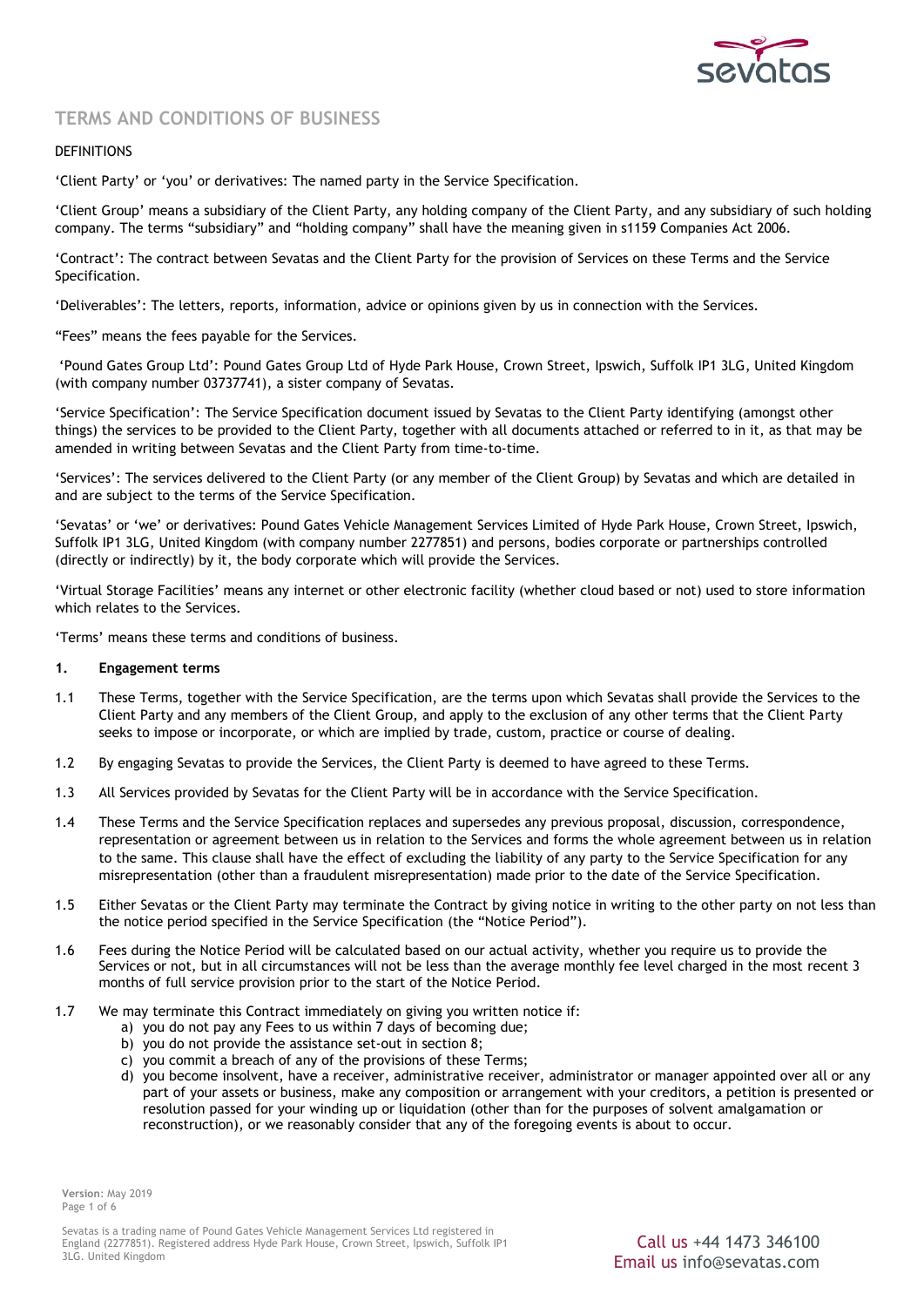# TERMS AND CONDITIONS OF BUSINESS

DEFINITIONS

'Client Party' or 'you' or derivatives: The named party in the Service Specification.

'Client Group' means a subsidiary of the Client Party, any holding company of the Client Party, and any subsidiary of such holding company. The terms "subsidiary" and "holding company" shall have the meaning given in s1159 Companies Act 2006.

'Contract': The contract between Sevatas and the Client Party for the provision of Services on these Terms and the Service Specification.

'Deliverables': The letters, reports, information, advice or opinions given by us in connection with the Services.

"Fees" means the fees payable for the Services.

'Pound Gates Group Ltd': Pound Gates Group Ltd of Hyde Park House, Crown Street, Ipswich, Suffolk IP1 3LG, United Kingdom (with company number 03737741), a sister company of Sevatas.

'Service Specification': The Service Specification document issued by Sevatas to the Client Party identifying (amongst other things) the services to be provided to the Client Party, together with all documents attached or referred to in it, as that may be amended in writing between Sevatas and the Client Party from time-to-time.

'Services': The services delivered to the Client Party (or any member of the Client Group) by Sevatas and which are detailed in and are subject to the terms of the Service Specification.

'Sevatas' or 'we' or derivatives: Pound Gates Vehicle Management Services Limited of Hyde Park House, Crown Street, Ipswich, Suffolk IP1 3LG, United Kingdom (with company number 2277851) and persons, bodies corporate or partnerships controlled (directly or indirectly) by it, the body corporate which will provide the Services.

'Virtual Storage Facilities' means any internet or other electronic facility (whether cloud based or not) used to store information which relates to the Services.

'Terms' means these terms and conditions of business.

**1. Engagement terms**

1.1 These Terms, together with the Service Specification, are the terms upon which Sevatas shall provide the Services to the Client Party and any members of the Client Group, and apply to the exclusion of any other terms that the Client Party seeks to impose or incorporate, or which are implied by trade, custom, practice or course of dealing.

1.2 By engaging Sevatas to provide the Services, the Client Party is deemed to have agreed to these Terms.

1.3 All Services provided by Sevatas for the Client Party will be in accordance with the Service Specification.

1.4 These Terms and the Service Specification replaces and supersedes any previous proposal, discussion, correspondence, representation or agreement between us in relation to the Services and forms the whole agreement between us in relation to the same. This clause shall have the effect of excluding the liability of any party to the Service Specification for any misrepresentation (other than a fraudulent misrepresentation) made prior to the date of the Service Specification.

1.5 Either Sevatas or the Client Party may terminate the Contract by giving notice in writing to the other party on not less than the notice period specified in the Service Specification (the "Notice Period").

1.6 Fees during the Notice Period will be calculated based on our actual activity, whether you require us to provide the Services or not, but in all circumstances will not be less than the average monthly fee level charged in the most recent 3 months of full service provision prior to the start of the Notice Period.

1.7 We may terminate this Contract immediately on giving you written notice if:

a) you do not pay any Fees to us within 7 days of becoming due;
b) you do not provide the assistance set-out in section 8;
c) you commit a breach of any of the provisions of these Terms;
d) you become insolvent, have a receiver, administrative receiver, administrator or manager appointed over all or any part of your assets or business, make any composition or arrangement with your creditors, a petition is presented or resolution passed for your winding up or liquidation (other than for the purposes of solvent amalgamation or reconstruction), or we reasonably consider that any of the foregoing events is about to occur.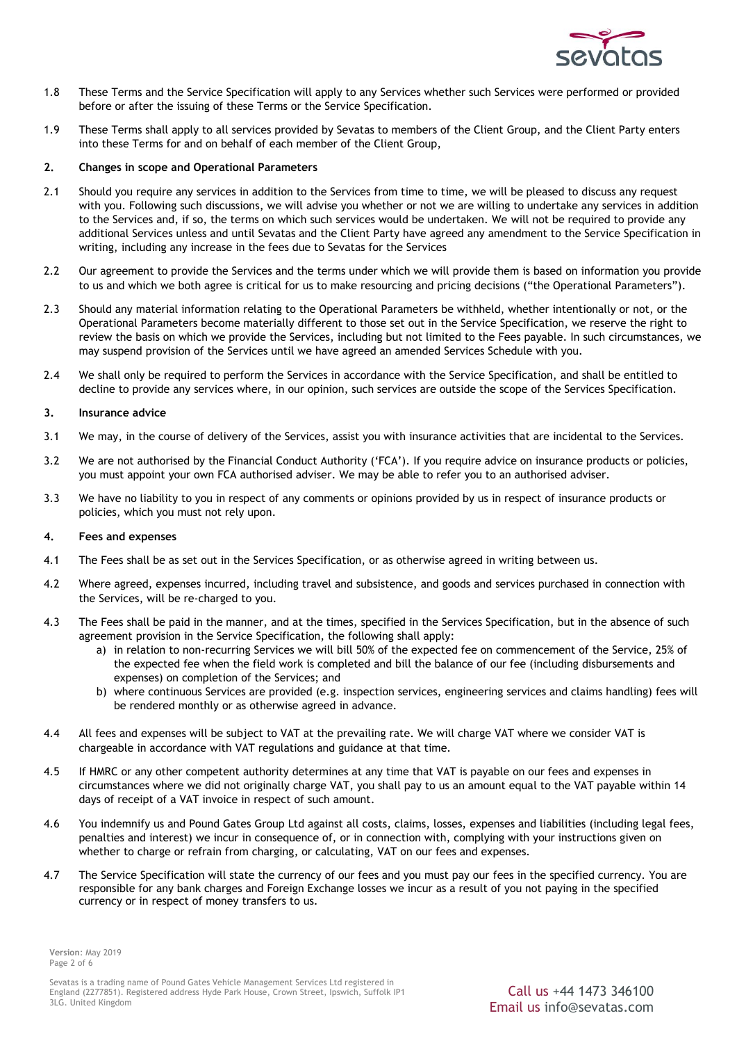1.8 These Terms and the Service Specification will apply to any Services whether such Services were performed or provided before or after the issuing of these Terms or the Service Specification.

1.9 These Terms shall apply to all services provided by Sevatas to members of the Client Group, and the Client Party enters into these Terms for and on behalf of each member of the Client Group,

## 2. Changes in scope and Operational Parameters

2.1 Should you require any services in addition to the Services from time to time, we will be pleased to discuss any request with you. Following such discussions, we will advise you whether or not we are willing to undertake any services in addition to the Services and, if so, the terms on which such services would be undertaken. We will not be required to provide any additional Services unless and until Sevatas and the Client Party have agreed any amendment to the Service Specification in writing, including any increase in the fees due to Sevatas for the Services

2.2 Our agreement to provide the Services and the terms under which we will provide them is based on information you provide to us and which we both agree is critical for us to make resourcing and pricing decisions ("the Operational Parameters").

2.3 Should any material information relating to the Operational Parameters be withheld, whether intentionally or not, or the Operational Parameters become materially different to those set out in the Service Specification, we reserve the right to review the basis on which we provide the Services, including but not limited to the Fees payable. In such circumstances, we may suspend provision of the Services until we have agreed an amended Services Schedule with you.

2.4 We shall only be required to perform the Services in accordance with the Service Specification, and shall be entitled to decline to provide any services where, in our opinion, such services are outside the scope of the Services Specification.

## 3. Insurance advice

3.1 We may, in the course of delivery of the Services, assist you with insurance activities that are incidental to the Services.

3.2 We are not authorised by the Financial Conduct Authority ('FCA'). If you require advice on insurance products or policies, you must appoint your own FCA authorised adviser. We may be able to refer you to an authorised adviser.

3.3 We have no liability to you in respect of any comments or opinions provided by us in respect of insurance products or policies, which you must not rely upon.

## 4. Fees and expenses

4.1 The Fees shall be as set out in the Services Specification, or as otherwise agreed in writing between us.

4.2 Where agreed, expenses incurred, including travel and subsistence, and goods and services purchased in connection with the Services, will be re-charged to you.

4.3 The Fees shall be paid in the manner, and at the times, specified in the Services Specification, but in the absence of such agreement provision in the Service Specification, the following shall apply:

a) in relation to non-recurring Services we will bill 50% of the expected fee on commencement of the Service, 25% of the expected fee when the field work is completed and bill the balance of our fee (including disbursements and expenses) on completion of the Services; and

b) where continuous Services are provided (e.g. inspection services, engineering services and claims handling) fees will be rendered monthly or as otherwise agreed in advance.

4.4 All fees and expenses will be subject to VAT at the prevailing rate. We will charge VAT where we consider VAT is chargeable in accordance with VAT regulations and guidance at that time.

4.5 If HMRC or any other competent authority determines at any time that VAT is payable on our fees and expenses in circumstances where we did not originally charge VAT, you shall pay to us an amount equal to the VAT payable within 14 days of receipt of a VAT invoice in respect of such amount.

4.6 You indemnify us and Pound Gates Group Ltd against all costs, claims, losses, expenses and liabilities (including legal fees, penalties and interest) we incur in consequence of, or in connection with, complying with your instructions given on whether to charge or refrain from charging, or calculating, VAT on our fees and expenses.

4.7 The Service Specification will state the currency of our fees and you must pay our fees in the specified currency. You are responsible for any bank charges and Foreign Exchange losses we incur as a result of you not paying in the specified currency or in respect of money transfers to us.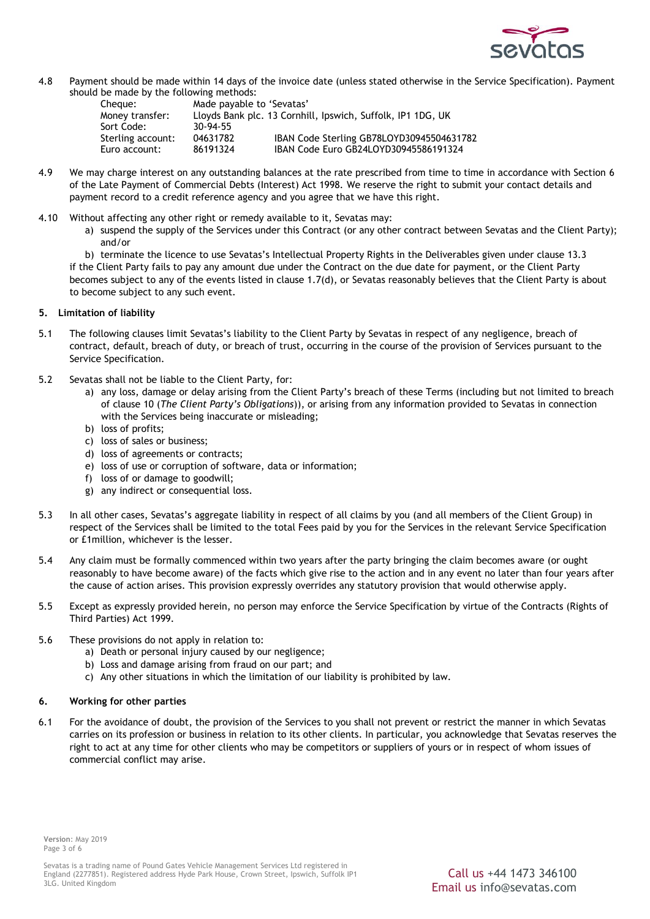4.8 Payment should be made within 14 days of the invoice date (unless stated otherwise in the Service Specification). Payment should be made by the following methods:

| | | |
|---|---|---|
| Cheque: | Made payable to 'Sevatas' | |
| Money transfer: | Lloyds Bank plc. 13 Cornhill, Ipswich, Suffolk, IP1 1DG, UK | |
| Sort Code: | 30-94-55 | |
| Sterling account: | 04631782 | IBAN Code Sterling GB78LOYD30945504631782 |
| Euro account: | 86191324 | IBAN Code Euro GB24LOYD30945586191324 |

4.9 We may charge interest on any outstanding balances at the rate prescribed from time to time in accordance with Section 6 of the Late Payment of Commercial Debts (Interest) Act 1998. We reserve the right to submit your contact details and payment record to a credit reference agency and you agree that we have this right.

4.10 Without affecting any other right or remedy available to it, Sevatas may:

a) suspend the supply of the Services under this Contract (or any other contract between Sevatas and the Client Party); and/or

b) terminate the licence to use Sevatas's Intellectual Property Rights in the Deliverables given under clause 13.3

if the Client Party fails to pay any amount due under the Contract on the due date for payment, or the Client Party becomes subject to any of the events listed in clause 1.7(d), or Sevatas reasonably believes that the Client Party is about to become subject to any such event.

## 5. Limitation of liability

5.1 The following clauses limit Sevatas's liability to the Client Party by Sevatas in respect of any negligence, breach of contract, default, breach of duty, or breach of trust, occurring in the course of the provision of Services pursuant to the Service Specification.

5.2 Sevatas shall not be liable to the Client Party, for:

a) any loss, damage or delay arising from the Client Party's breach of these Terms (including but not limited to breach of clause 10 (*The Client Party's Obligations*)), or arising from any information provided to Sevatas in connection with the Services being inaccurate or misleading;
b) loss of profits;
c) loss of sales or business;
d) loss of agreements or contracts;
e) loss of use or corruption of software, data or information;
f) loss of or damage to goodwill;
g) any indirect or consequential loss.

5.3 In all other cases, Sevatas's aggregate liability in respect of all claims by you (and all members of the Client Group) in respect of the Services shall be limited to the total Fees paid by you for the Services in the relevant Service Specification or £1million, whichever is the lesser.

5.4 Any claim must be formally commenced within two years after the party bringing the claim becomes aware (or ought reasonably to have become aware) of the facts which give rise to the action and in any event no later than four years after the cause of action arises. This provision expressly overrides any statutory provision that would otherwise apply.

5.5 Except as expressly provided herein, no person may enforce the Service Specification by virtue of the Contracts (Rights of Third Parties) Act 1999.

5.6 These provisions do not apply in relation to:

a) Death or personal injury caused by our negligence;
b) Loss and damage arising from fraud on our part; and
c) Any other situations in which the limitation of our liability is prohibited by law.

## 6. Working for other parties

6.1 For the avoidance of doubt, the provision of the Services to you shall not prevent or restrict the manner in which Sevatas carries on its profession or business in relation to its other clients. In particular, you acknowledge that Sevatas reserves the right to act at any time for other clients who may be competitors or suppliers of yours or in respect of whom issues of commercial conflict may arise.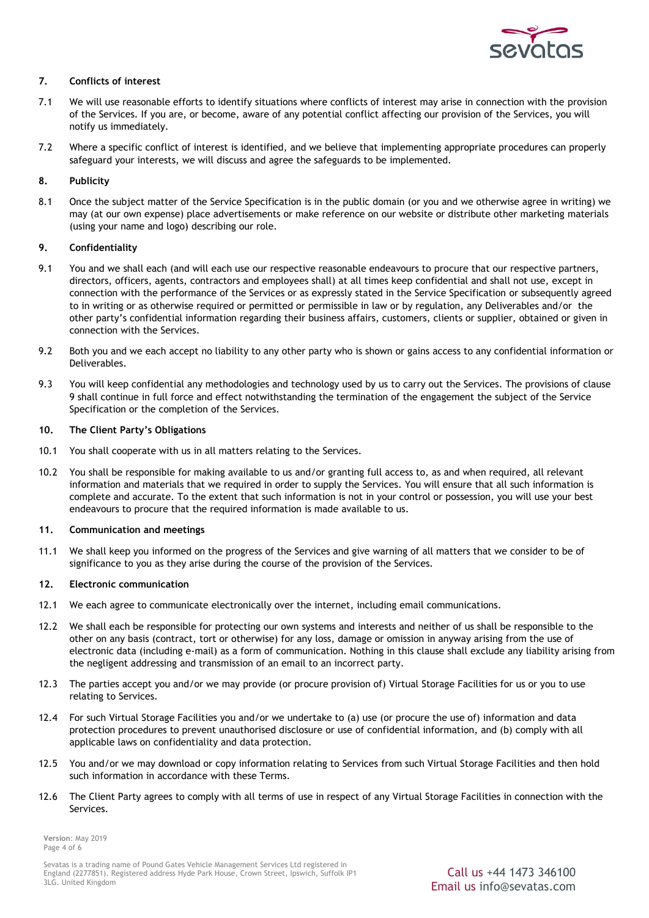## 7. Conflicts of interest

7.1 We will use reasonable efforts to identify situations where conflicts of interest may arise in connection with the provision of the Services. If you are, or become, aware of any potential conflict affecting our provision of the Services, you will notify us immediately.

7.2 Where a specific conflict of interest is identified, and we believe that implementing appropriate procedures can properly safeguard your interests, we will discuss and agree the safeguards to be implemented.

## 8. Publicity

8.1 Once the subject matter of the Service Specification is in the public domain (or you and we otherwise agree in writing) we may (at our own expense) place advertisements or make reference on our website or distribute other marketing materials (using your name and logo) describing our role.

## 9. Confidentiality

9.1 You and we shall each (and will each use our respective reasonable endeavours to procure that our respective partners, directors, officers, agents, contractors and employees shall) at all times keep confidential and shall not use, except in connection with the performance of the Services or as expressly stated in the Service Specification or subsequently agreed to in writing or as otherwise required or permitted or permissible in law or by regulation, any Deliverables and/or the other party's confidential information regarding their business affairs, customers, clients or supplier, obtained or given in connection with the Services.

9.2 Both you and we each accept no liability to any other party who is shown or gains access to any confidential information or Deliverables.

9.3 You will keep confidential any methodologies and technology used by us to carry out the Services. The provisions of clause 9 shall continue in full force and effect notwithstanding the termination of the engagement the subject of the Service Specification or the completion of the Services.

## 10. The Client Party's Obligations

10.1 You shall cooperate with us in all matters relating to the Services.

10.2 You shall be responsible for making available to us and/or granting full access to, as and when required, all relevant information and materials that we required in order to supply the Services. You will ensure that all such information is complete and accurate. To the extent that such information is not in your control or possession, you will use your best endeavours to procure that the required information is made available to us.

## 11. Communication and meetings

11.1 We shall keep you informed on the progress of the Services and give warning of all matters that we consider to be of significance to you as they arise during the course of the provision of the Services.

## 12. Electronic communication

12.1 We each agree to communicate electronically over the internet, including email communications.

12.2 We shall each be responsible for protecting our own systems and interests and neither of us shall be responsible to the other on any basis (contract, tort or otherwise) for any loss, damage or omission in anyway arising from the use of electronic data (including e-mail) as a form of communication. Nothing in this clause shall exclude any liability arising from the negligent addressing and transmission of an email to an incorrect party.

12.3 The parties accept you and/or we may provide (or procure provision of) Virtual Storage Facilities for us or you to use relating to Services.

12.4 For such Virtual Storage Facilities you and/or we undertake to (a) use (or procure the use of) information and data protection procedures to prevent unauthorised disclosure or use of confidential information, and (b) comply with all applicable laws on confidentiality and data protection.

12.5 You and/or we may download or copy information relating to Services from such Virtual Storage Facilities and then hold such information in accordance with these Terms.

12.6 The Client Party agrees to comply with all terms of use in respect of any Virtual Storage Facilities in connection with the Services.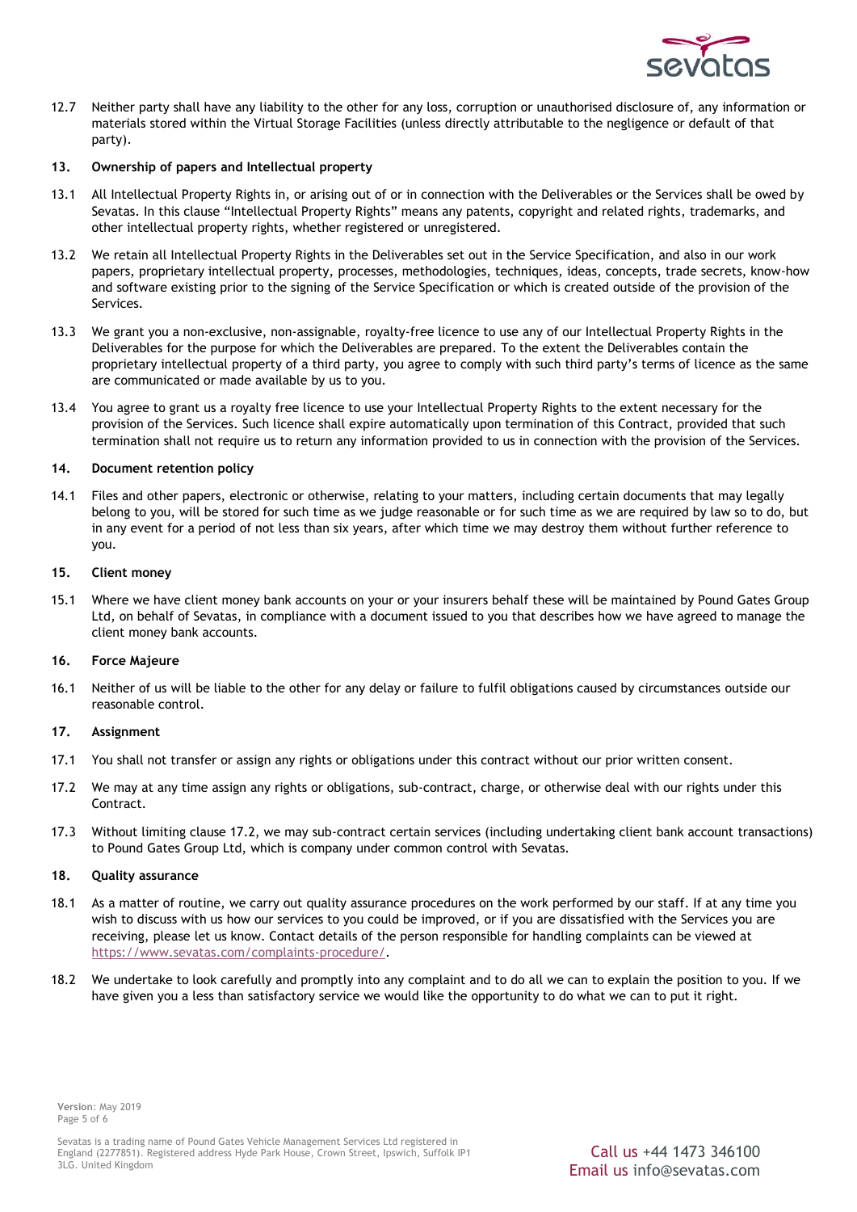12.7 Neither party shall have any liability to the other for any loss, corruption or unauthorised disclosure of, any information or materials stored within the Virtual Storage Facilities (unless directly attributable to the negligence or default of that party).

**13. Ownership of papers and Intellectual property**

13.1 All Intellectual Property Rights in, or arising out of or in connection with the Deliverables or the Services shall be owed by Sevatas. In this clause "Intellectual Property Rights" means any patents, copyright and related rights, trademarks, and other intellectual property rights, whether registered or unregistered.

13.2 We retain all Intellectual Property Rights in the Deliverables set out in the Service Specification, and also in our work papers, proprietary intellectual property, processes, methodologies, techniques, ideas, concepts, trade secrets, know-how and software existing prior to the signing of the Service Specification or which is created outside of the provision of the Services.

13.3 We grant you a non-exclusive, non-assignable, royalty-free licence to use any of our Intellectual Property Rights in the Deliverables for the purpose for which the Deliverables are prepared. To the extent the Deliverables contain the proprietary intellectual property of a third party, you agree to comply with such third party's terms of licence as the same are communicated or made available by us to you.

13.4 You agree to grant us a royalty free licence to use your Intellectual Property Rights to the extent necessary for the provision of the Services. Such licence shall expire automatically upon termination of this Contract, provided that such termination shall not require us to return any information provided to us in connection with the provision of the Services.

**14. Document retention policy**

14.1 Files and other papers, electronic or otherwise, relating to your matters, including certain documents that may legally belong to you, will be stored for such time as we judge reasonable or for such time as we are required by law so to do, but in any event for a period of not less than six years, after which time we may destroy them without further reference to you.

**15. Client money**

15.1 Where we have client money bank accounts on your or your insurers behalf these will be maintained by Pound Gates Group Ltd, on behalf of Sevatas, in compliance with a document issued to you that describes how we have agreed to manage the client money bank accounts.

**16. Force Majeure**

16.1 Neither of us will be liable to the other for any delay or failure to fulfil obligations caused by circumstances outside our reasonable control.

**17. Assignment**

17.1 You shall not transfer or assign any rights or obligations under this contract without our prior written consent.

17.2 We may at any time assign any rights or obligations, sub-contract, charge, or otherwise deal with our rights under this Contract.

17.3 Without limiting clause 17.2, we may sub-contract certain services (including undertaking client bank account transactions) to Pound Gates Group Ltd, which is company under common control with Sevatas.

**18. Quality assurance**

18.1 As a matter of routine, we carry out quality assurance procedures on the work performed by our staff. If at any time you wish to discuss with us how our services to you could be improved, or if you are dissatisfied with the Services you are receiving, please let us know. Contact details of the person responsible for handling complaints can be viewed at https://www.sevatas.com/complaints-procedure/.

18.2 We undertake to look carefully and promptly into any complaint and to do all we can to explain the position to you. If we have given you a less than satisfactory service we would like the opportunity to do what we can to put it right.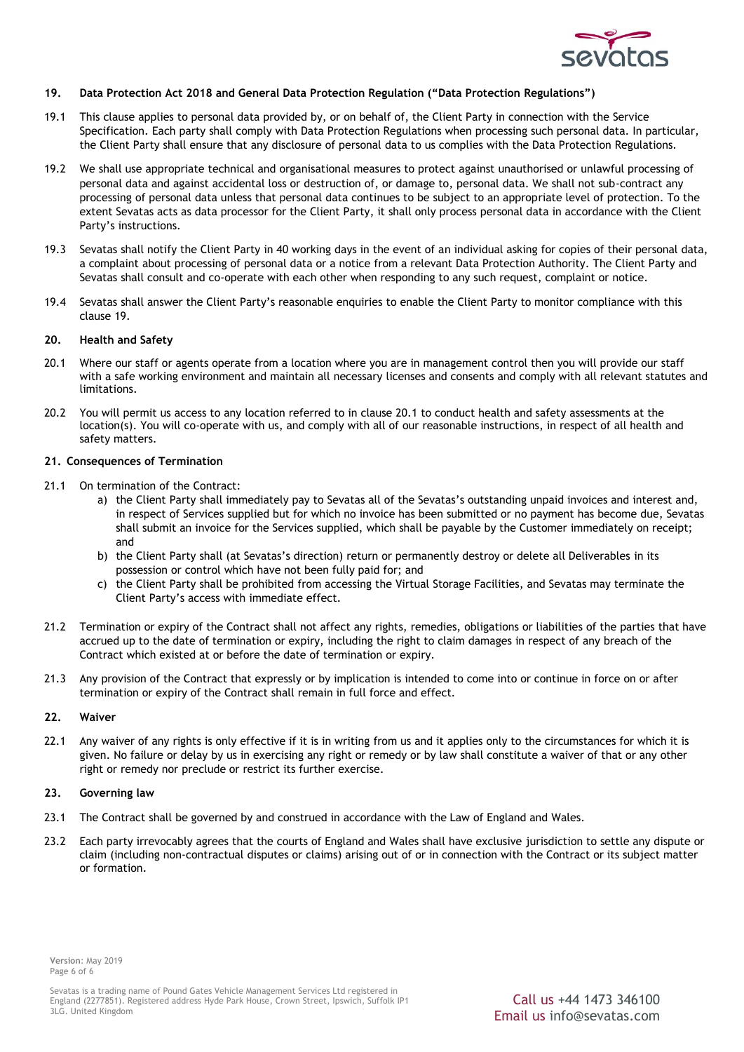## 19. Data Protection Act 2018 and General Data Protection Regulation ("Data Protection Regulations")

19.1 This clause applies to personal data provided by, or on behalf of, the Client Party in connection with the Service Specification. Each party shall comply with Data Protection Regulations when processing such personal data. In particular, the Client Party shall ensure that any disclosure of personal data to us complies with the Data Protection Regulations.

19.2 We shall use appropriate technical and organisational measures to protect against unauthorised or unlawful processing of personal data and against accidental loss or destruction of, or damage to, personal data. We shall not sub-contract any processing of personal data unless that personal data continues to be subject to an appropriate level of protection. To the extent Sevatas acts as data processor for the Client Party, it shall only process personal data in accordance with the Client Party's instructions.

19.3 Sevatas shall notify the Client Party in 40 working days in the event of an individual asking for copies of their personal data, a complaint about processing of personal data or a notice from a relevant Data Protection Authority. The Client Party and Sevatas shall consult and co-operate with each other when responding to any such request, complaint or notice.

19.4 Sevatas shall answer the Client Party's reasonable enquiries to enable the Client Party to monitor compliance with this clause 19.

## 20. Health and Safety

20.1 Where our staff or agents operate from a location where you are in management control then you will provide our staff with a safe working environment and maintain all necessary licenses and consents and comply with all relevant statutes and limitations.

20.2 You will permit us access to any location referred to in clause 20.1 to conduct health and safety assessments at the location(s). You will co-operate with us, and comply with all of our reasonable instructions, in respect of all health and safety matters.

## 21. Consequences of Termination

21.1 On termination of the Contract:

a) the Client Party shall immediately pay to Sevatas all of the Sevatas's outstanding unpaid invoices and interest and, in respect of Services supplied but for which no invoice has been submitted or no payment has become due, Sevatas shall submit an invoice for the Services supplied, which shall be payable by the Customer immediately on receipt; and

b) the Client Party shall (at Sevatas's direction) return or permanently destroy or delete all Deliverables in its possession or control which have not been fully paid for; and

c) the Client Party shall be prohibited from accessing the Virtual Storage Facilities, and Sevatas may terminate the Client Party's access with immediate effect.

21.2 Termination or expiry of the Contract shall not affect any rights, remedies, obligations or liabilities of the parties that have accrued up to the date of termination or expiry, including the right to claim damages in respect of any breach of the Contract which existed at or before the date of termination or expiry.

21.3 Any provision of the Contract that expressly or by implication is intended to come into or continue in force on or after termination or expiry of the Contract shall remain in full force and effect.

## 22. Waiver

22.1 Any waiver of any rights is only effective if it is in writing from us and it applies only to the circumstances for which it is given. No failure or delay by us in exercising any right or remedy or by law shall constitute a waiver of that or any other right or remedy nor preclude or restrict its further exercise.

## 23. Governing law

23.1 The Contract shall be governed by and construed in accordance with the Law of England and Wales.

23.2 Each party irrevocably agrees that the courts of England and Wales shall have exclusive jurisdiction to settle any dispute or claim (including non-contractual disputes or claims) arising out of or in connection with the Contract or its subject matter or formation.